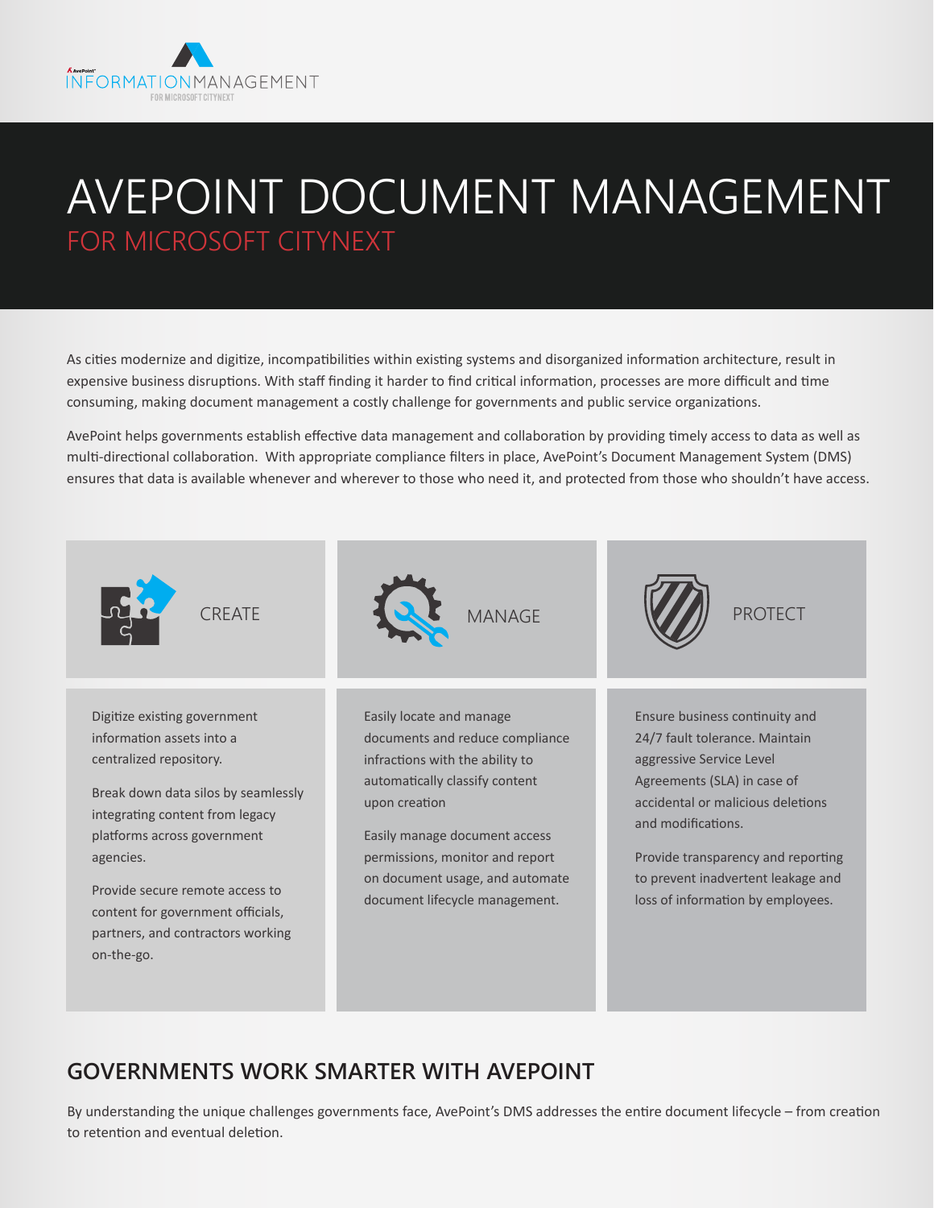AvePoint INFORMATIONMANAGEMENT FOR MICROSOFT CITYNEXT

# AVEPOINT DOCUMENT MANAGEMENT

## FOR MICROSOFT CITYNEXT

As cities modernize and digitize, incompatibilities within existing systems and disorganized information architecture, result in expensive business disruptions. With staff finding it harder to find critical information, processes are more difficult and time consuming, making document management a costly challenge for governments and public service organizations.

AvePoint helps governments establish effective data management and collaboration by providing timely access to data as well as multi-directional collaboration. With appropriate compliance filters in place, AvePoint's Document Management System (DMS) ensures that data is available whenever and wherever to those who need it, and protected from those who shouldn't have access.

### CREATE

Digitize existing government information assets into a centralized repository.

Break down data silos by seamlessly integrating content from legacy platforms across government agencies.

Provide secure remote access to content for government officials, partners, and contractors working on-the-go.

### MANAGE

Easily locate and manage documents and reduce compliance infractions with the ability to automatically classify content upon creation

Easily manage document access permissions, monitor and report on document usage, and automate document lifecycle management.

### PROTECT

Ensure business continuity and 24/7 fault tolerance. Maintain aggressive Service Level Agreements (SLA) in case of accidental or malicious deletions and modifications.

Provide transparency and reporting to prevent inadvertent leakage and loss of information by employees.

## GOVERNMENTS WORK SMARTER WITH AVEPOINT

By understanding the unique challenges governments face, AvePoint's DMS addresses the entire document lifecycle – from creation to retention and eventual deletion.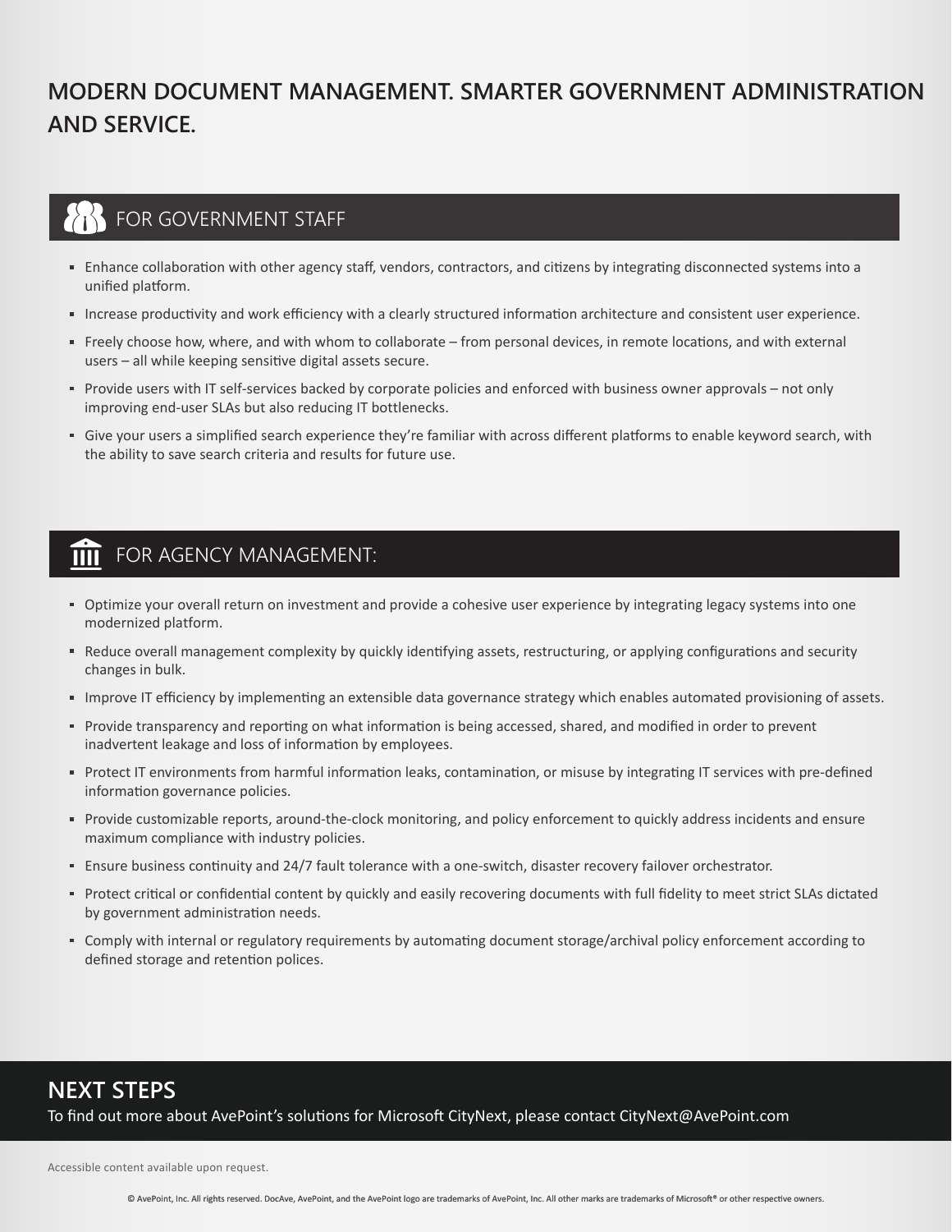## MODERN DOCUMENT MANAGEMENT. SMARTER GOVERNMENT ADMINISTRATION AND SERVICE.

### FOR GOVERNMENT STAFF

- Enhance collaboration with other agency staff, vendors, contractors, and citizens by integrating disconnected systems into a unified platform.
- Increase productivity and work efficiency with a clearly structured information architecture and consistent user experience.
- Freely choose how, where, and with whom to collaborate – from personal devices, in remote locations, and with external users – all while keeping sensitive digital assets secure.
- Provide users with IT self-services backed by corporate policies and enforced with business owner approvals – not only improving end-user SLAs but also reducing IT bottlenecks.
- Give your users a simplified search experience they're familiar with across different platforms to enable keyword search, with the ability to save search criteria and results for future use.

### FOR AGENCY MANAGEMENT:

- Optimize your overall return on investment and provide a cohesive user experience by integrating legacy systems into one modernized platform.
- Reduce overall management complexity by quickly identifying assets, restructuring, or applying configurations and security changes in bulk.
- Improve IT efficiency by implementing an extensible data governance strategy which enables automated provisioning of assets.
- Provide transparency and reporting on what information is being accessed, shared, and modified in order to prevent inadvertent leakage and loss of information by employees.
- Protect IT environments from harmful information leaks, contamination, or misuse by integrating IT services with pre-defined information governance policies.
- Provide customizable reports, around-the-clock monitoring, and policy enforcement to quickly address incidents and ensure maximum compliance with industry policies.
- Ensure business continuity and 24/7 fault tolerance with a one-switch, disaster recovery failover orchestrator.
- Protect critical or confidential content by quickly and easily recovering documents with full fidelity to meet strict SLAs dictated by government administration needs.
- Comply with internal or regulatory requirements by automating document storage/archival policy enforcement according to defined storage and retention polices.

## NEXT STEPS

To find out more about AvePoint's solutions for Microsoft CityNext, please contact CityNext@AvePoint.com

Accessible content available upon request.

© AvePoint, Inc. All rights reserved. DocAve, AvePoint, and the AvePoint logo are trademarks of AvePoint, Inc. All other marks are trademarks of Microsoft® or other respective owners.